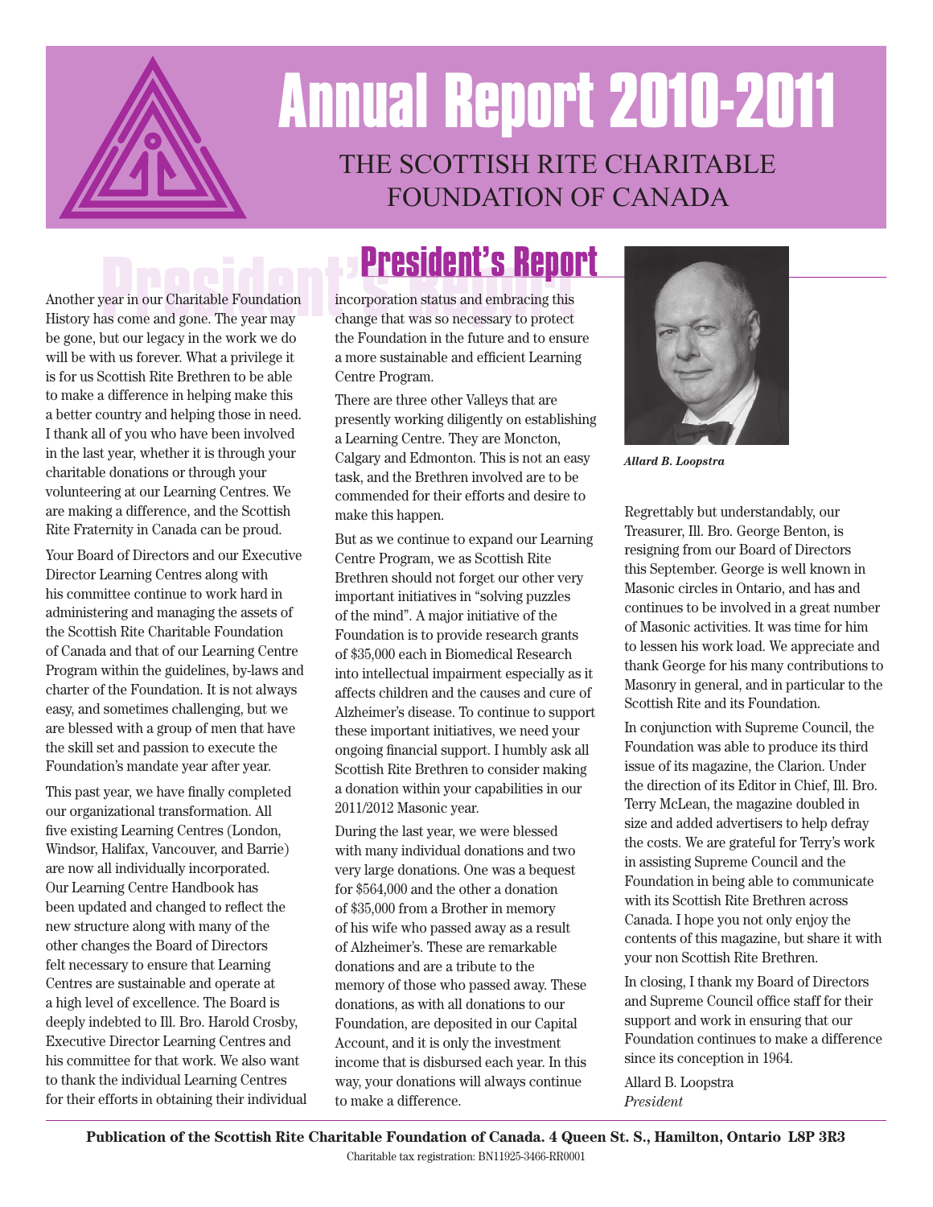# Annual Report 2010-2011

## THE SCOTTISH RITE CHARITABLE FOUNDATION OF CANADA

## President's Report

Another year in our Charitable Foundation History has come and gone. The year may be gone, but our legacy in the work we do will be with us forever. What a privilege it is for us Scottish Rite Brethren to be able to make a difference in helping make this a better country and helping those in need. I thank all of you who have been involved in the last year, whether it is through your charitable donations or through your volunteering at our Learning Centres. We are making a difference, and the Scottish Rite Fraternity in Canada can be proud.

Your Board of Directors and our Executive Director Learning Centres along with his committee continue to work hard in administering and managing the assets of the Scottish Rite Charitable Foundation of Canada and that of our Learning Centre Program within the guidelines, by-laws and charter of the Foundation. It is not always easy, and sometimes challenging, but we are blessed with a group of men that have the skill set and passion to execute the Foundation's mandate year after year.

This past year, we have finally completed our organizational transformation. All five existing Learning Centres (London, Windsor, Halifax, Vancouver, and Barrie) are now all individually incorporated. Our Learning Centre Handbook has been updated and changed to reflect the new structure along with many of the other changes the Board of Directors felt necessary to ensure that Learning Centres are sustainable and operate at a high level of excellence. The Board is deeply indebted to Ill. Bro. Harold Crosby, Executive Director Learning Centres and his committee for that work. We also want to thank the individual Learning Centres for their efforts in obtaining their individual incorporation status and embracing this change that was so necessary to protect the Foundation in the future and to ensure a more sustainable and efficient Learning Centre Program.

There are three other Valleys that are presently working diligently on establishing a Learning Centre. They are Moncton, Calgary and Edmonton. This is not an easy task, and the Brethren involved are to be commended for their efforts and desire to make this happen.

But as we continue to expand our Learning Centre Program, we as Scottish Rite Brethren should not forget our other very important initiatives in "solving puzzles of the mind". A major initiative of the Foundation is to provide research grants of $35,000 each in Biomedical Research into intellectual impairment especially as it affects children and the causes and cure of Alzheimer's disease. To continue to support these important initiatives, we need your ongoing financial support. I humbly ask all Scottish Rite Brethren to consider making a donation within your capabilities in our 2011/2012 Masonic year.

During the last year, we were blessed with many individual donations and two very large donations. One was a bequest for $564,000 and the other a donation of $35,000 from a Brother in memory of his wife who passed away as a result of Alzheimer's. These are remarkable donations and are a tribute to the memory of those who passed away. These donations, as with all donations to our Foundation, are deposited in our Capital Account, and it is only the investment income that is disbursed each year. In this way, your donations will always continue to make a difference.

*Allard B. Loopstra*

Regrettably but understandably, our Treasurer, Ill. Bro. George Benton, is resigning from our Board of Directors this September. George is well known in Masonic circles in Ontario, and has and continues to be involved in a great number of Masonic activities. It was time for him to lessen his work load. We appreciate and thank George for his many contributions to Masonry in general, and in particular to the Scottish Rite and its Foundation.

In conjunction with Supreme Council, the Foundation was able to produce its third issue of its magazine, the Clarion. Under the direction of its Editor in Chief, Ill. Bro. Terry McLean, the magazine doubled in size and added advertisers to help defray the costs. We are grateful for Terry's work in assisting Supreme Council and the Foundation in being able to communicate with its Scottish Rite Brethren across Canada. I hope you not only enjoy the contents of this magazine, but share it with your non Scottish Rite Brethren.

In closing, I thank my Board of Directors and Supreme Council office staff for their support and work in ensuring that our Foundation continues to make a difference since its conception in 1964.

Allard B. Loopstra
*President*

**Publication of the Scottish Rite Charitable Foundation of Canada. 4 Queen St. S., Hamilton, Ontario L8P 3R3**

Charitable tax registration: BN11925-3466-RR0001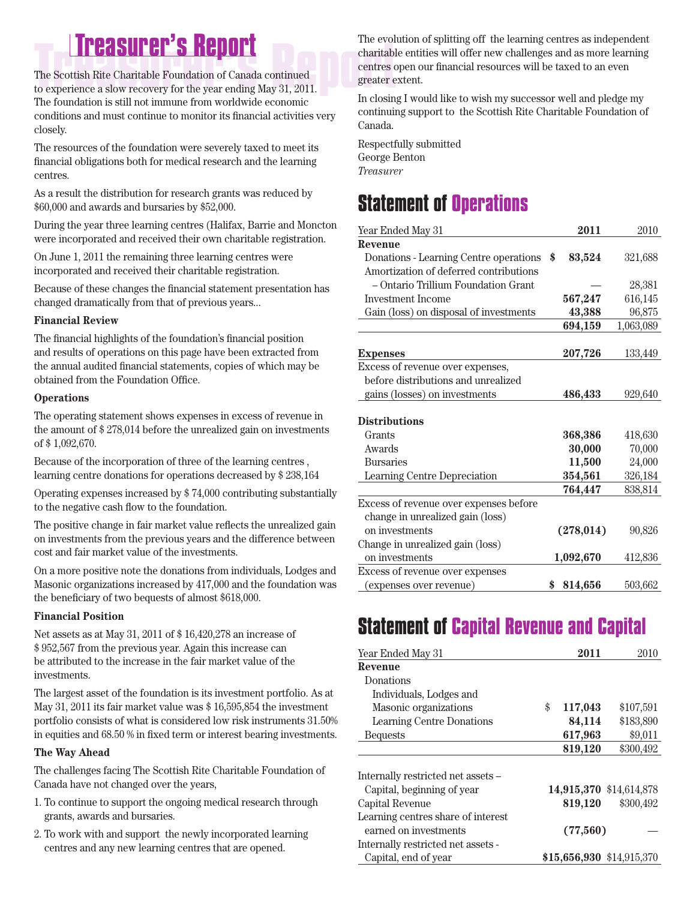# Treasurer's Report

The Scottish Rite Charitable Foundation of Canada continued to experience a slow recovery for the year ending May 31, 2011. The foundation is still not immune from worldwide economic conditions and must continue to monitor its financial activities very closely.

The resources of the foundation were severely taxed to meet its financial obligations both for medical research and the learning centres.

As a result the distribution for research grants was reduced by $60,000 and awards and bursaries by $52,000.

During the year three learning centres (Halifax, Barrie and Moncton were incorporated and received their own charitable registration.

On June 1, 2011 the remaining three learning centres were incorporated and received their charitable registration.

Because of these changes the financial statement presentation has changed dramatically from that of previous years...

**Financial Review**

The financial highlights of the foundation's financial position and results of operations on this page have been extracted from the annual audited financial statements, copies of which may be obtained from the Foundation Office.

**Operations**

The operating statement shows expenses in excess of revenue in the amount of $ 278,014 before the unrealized gain on investments of $ 1,092,670.

Because of the incorporation of three of the learning centres , learning centre donations for operations decreased by $ 238,164

Operating expenses increased by $ 74,000 contributing substantially to the negative cash flow to the foundation.

The positive change in fair market value reflects the unrealized gain on investments from the previous years and the difference between cost and fair market value of the investments.

On a more positive note the donations from individuals, Lodges and Masonic organizations increased by 417,000 and the foundation was the beneficiary of two bequests of almost $618,000.

**Financial Position**

Net assets as at May 31, 2011 of $ 16,420,278 an increase of $ 952,567 from the previous year. Again this increase can be attributed to the increase in the fair market value of the investments.

The largest asset of the foundation is its investment portfolio. As at May 31, 2011 its fair market value was $ 16,595,854 the investment portfolio consists of what is considered low risk instruments 31.50% in equities and 68.50 % in fixed term or interest bearing investments.

**The Way Ahead**

The challenges facing The Scottish Rite Charitable Foundation of Canada have not changed over the years,

1. To continue to support the ongoing medical research through grants, awards and bursaries.
2. To work with and support the newly incorporated learning centres and any new learning centres that are opened.

The evolution of splitting off the learning centres as independent charitable entities will offer new challenges and as more learning centres open our financial resources will be taxed to an even greater extent.

In closing I would like to wish my successor well and pledge my continuing support to the Scottish Rite Charitable Foundation of Canada.

Respectfully submitted
George Benton
*Treasurer*

## Statement of Operations

| Year Ended May 31 | 2011 | 2010 |
|---|---|---|
| **Revenue** | | |
| Donations - Learning Centre operations | **$ 83,524** | 321,688 |
| Amortization of deferred contributions – Ontario Trillium Foundation Grant | — | 28,381 |
| Investment Income | **567,247** | 616,145 |
| Gain (loss) on disposal of investments | **43,388** | 96,875 |
| | **694,159** | 1,063,089 |
| **Expenses** | **207,726** | 133,449 |
| Excess of revenue over expenses, before distributions and unrealized gains (losses) on investments | **486,433** | 929,640 |
| **Distributions** | | |
| Grants | **368,386** | 418,630 |
| Awards | **30,000** | 70,000 |
| Bursaries | **11,500** | 24,000 |
| Learning Centre Depreciation | **354,561** | 326,184 |
| | **764,447** | 838,814 |
| Excess of revenue over expenses before change in unrealized gain (loss) on investments | **(278,014)** | 90,826 |
| Change in unrealized gain (loss) on investments | **1,092,670** | 412,836 |
| Excess of revenue over expenses (expenses over revenue) | **$ 814,656** | 503,662 |

## Statement of Capital Revenue and Capital

| Year Ended May 31 | 2011 | 2010 |
|---|---|---|
| **Revenue** | | |
| Donations | | |
| Individuals, Lodges and Masonic organizations | **$ 117,043** | $107,591 |
| Learning Centre Donations | **84,114** | $183,890 |
| Bequests | **617,963** | $9,011 |
| | **819,120** | $300,492 |
| Internally restricted net assets – Capital, beginning of year | **14,915,370** | $14,614,878 |
| Capital Revenue | **819,120** | $300,492 |
| Learning centres share of interest earned on investments | **(77,560)** | — |
| Internally restricted net assets - Capital, end of year | **$15,656,930** | $14,915,370 |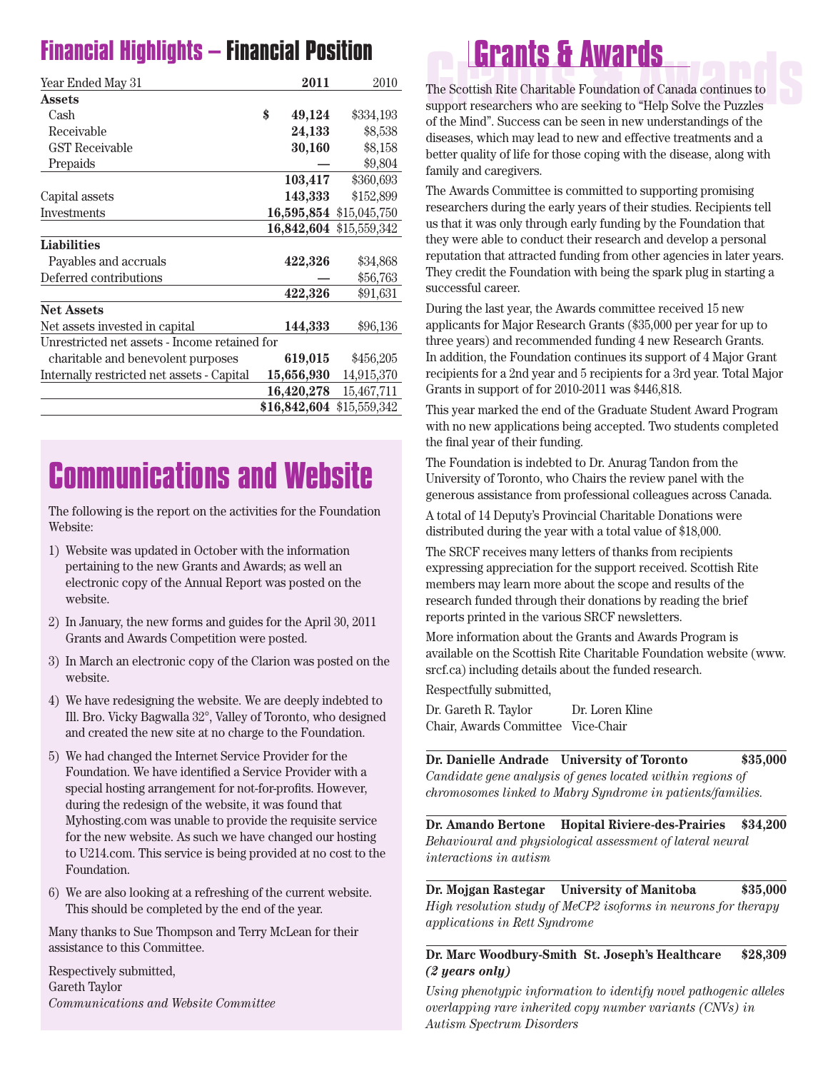## Financial Highlights – Financial Position

| Year Ended May 31 | 2011 | 2010 |
|---|---|---|
| **Assets** | | |
| Cash | **$ 49,124** | $334,193 |
| Receivable | **24,133** | $8,538 |
| GST Receivable | **30,160** | $8,158 |
| Prepaids | **—** | $9,804 |
| | **103,417** | $360,693 |
| Capital assets | **143,333** | $152,899 |
| Investments | **16,595,854** | $15,045,750 |
| | **16,842,604** | $15,559,342 |
| **Liabilities** | | |
| Payables and accruals | **422,326** | $34,868 |
| Deferred contributions | **—** | $56,763 |
| | **422,326** | $91,631 |
| **Net Assets** | | |
| Net assets invested in capital | **144,333** | $96,136 |
| Unrestricted net assets - Income retained for charitable and benevolent purposes | **619,015** | $456,205 |
| Internally restricted net assets - Capital | **15,656,930** | 14,915,370 |
| | **16,420,278** | 15,467,711 |
| | **$16,842,604** | $15,559,342 |

## Communications and Website

The following is the report on the activities for the Foundation Website:

1) Website was updated in October with the information pertaining to the new Grants and Awards; as well an electronic copy of the Annual Report was posted on the website.
2) In January, the new forms and guides for the April 30, 2011 Grants and Awards Competition were posted.
3) In March an electronic copy of the Clarion was posted on the website.
4) We have redesigning the website. We are deeply indebted to Ill. Bro. Vicky Bagwalla 32°, Valley of Toronto, who designed and created the new site at no charge to the Foundation.
5) We had changed the Internet Service Provider for the Foundation. We have identified a Service Provider with a special hosting arrangement for not-for-profits. However, during the redesign of the website, it was found that Myhosting.com was unable to provide the requisite service for the new website. As such we have changed our hosting to U214.com. This service is being provided at no cost to the Foundation.
6) We are also looking at a refreshing of the current website. This should be completed by the end of the year.

Many thanks to Sue Thompson and Terry McLean for their assistance to this Committee.

Respectively submitted,
Gareth Taylor
*Communications and Website Committee*

## Grants & Awards

The Scottish Rite Charitable Foundation of Canada continues to support researchers who are seeking to "Help Solve the Puzzles of the Mind". Success can be seen in new understandings of the diseases, which may lead to new and effective treatments and a better quality of life for those coping with the disease, along with family and caregivers.

The Awards Committee is committed to supporting promising researchers during the early years of their studies. Recipients tell us that it was only through early funding by the Foundation that they were able to conduct their research and develop a personal reputation that attracted funding from other agencies in later years. They credit the Foundation with being the spark plug in starting a successful career.

During the last year, the Awards committee received 15 new applicants for Major Research Grants ($35,000 per year for up to three years) and recommended funding 4 new Research Grants. In addition, the Foundation continues its support of 4 Major Grant recipients for a 2nd year and 5 recipients for a 3rd year. Total Major Grants in support of for 2010-2011 was $446,818.

This year marked the end of the Graduate Student Award Program with no new applications being accepted. Two students completed the final year of their funding.

The Foundation is indebted to Dr. Anurag Tandon from the University of Toronto, who Chairs the review panel with the generous assistance from professional colleagues across Canada.

A total of 14 Deputy's Provincial Charitable Donations were distributed during the year with a total value of $18,000.

The SRCF receives many letters of thanks from recipients expressing appreciation for the support received. Scottish Rite members may learn more about the scope and results of the research funded through their donations by reading the brief reports printed in the various SRCF newsletters.

More information about the Grants and Awards Program is available on the Scottish Rite Charitable Foundation website (www.srcf.ca) including details about the funded research.

Respectfully submitted,

Dr. Gareth R. Taylor, Chair, Awards Committee
Dr. Loren Kline, Vice-Chair

**Dr. Danielle Andrade University of Toronto $35,000**
*Candidate gene analysis of genes located within regions of chromosomes linked to Mabry Syndrome in patients/families.*

**Dr. Amando Bertone Hopital Riviere-des-Prairies $34,200**
*Behavioural and physiological assessment of lateral neural interactions in autism*

**Dr. Mojgan Rastegar University of Manitoba $35,000**
*High resolution study of MeCP2 isoforms in neurons for therapy applications in Rett Syndrome*

**Dr. Marc Woodbury-Smith St. Joseph's Healthcare $28,309**
***(2 years only)***
*Using phenotypic information to identify novel pathogenic alleles overlapping rare inherited copy number variants (CNVs) in Autism Spectrum Disorders*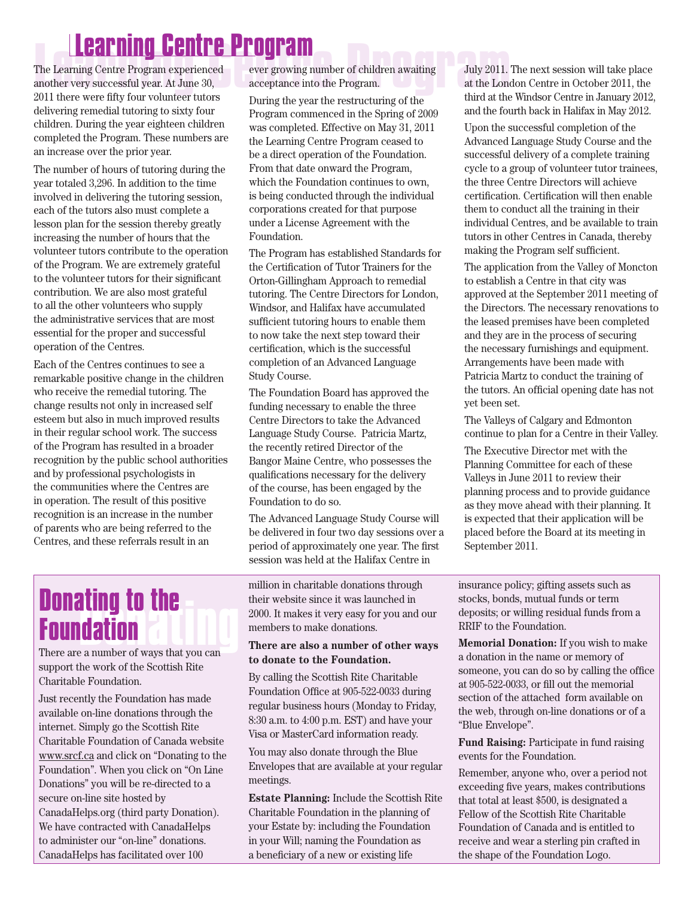# Learning Centre Program

The Learning Centre Program experienced another very successful year. At June 30, 2011 there were fifty four volunteer tutors delivering remedial tutoring to sixty four children. During the year eighteen children completed the Program. These numbers are an increase over the prior year.

The number of hours of tutoring during the year totaled 3,296. In addition to the time involved in delivering the tutoring session, each of the tutors also must complete a lesson plan for the session thereby greatly increasing the number of hours that the volunteer tutors contribute to the operation of the Program. We are extremely grateful to the volunteer tutors for their significant contribution. We are also most grateful to all the other volunteers who supply the administrative services that are most essential for the proper and successful operation of the Centres.

Each of the Centres continues to see a remarkable positive change in the children who receive the remedial tutoring. The change results not only in increased self esteem but also in much improved results in their regular school work. The success of the Program has resulted in a broader recognition by the public school authorities and by professional psychologists in the communities where the Centres are in operation. The result of this positive recognition is an increase in the number of parents who are being referred to the Centres, and these referrals result in an ever growing number of children awaiting acceptance into the Program.

During the year the restructuring of the Program commenced in the Spring of 2009 was completed. Effective on May 31, 2011 the Learning Centre Program ceased to be a direct operation of the Foundation. From that date onward the Program, which the Foundation continues to own, is being conducted through the individual corporations created for that purpose under a License Agreement with the Foundation.

The Program has established Standards for the Certification of Tutor Trainers for the Orton-Gillingham Approach to remedial tutoring. The Centre Directors for London, Windsor, and Halifax have accumulated sufficient tutoring hours to enable them to now take the next step toward their certification, which is the successful completion of an Advanced Language Study Course.

The Foundation Board has approved the funding necessary to enable the three Centre Directors to take the Advanced Language Study Course. Patricia Martz, the recently retired Director of the Bangor Maine Centre, who possesses the qualifications necessary for the delivery of the course, has been engaged by the Foundation to do so.

The Advanced Language Study Course will be delivered in four two day sessions over a period of approximately one year. The first session was held at the Halifax Centre in July 2011. The next session will take place at the London Centre in October 2011, the third at the Windsor Centre in January 2012, and the fourth back in Halifax in May 2012.

Upon the successful completion of the Advanced Language Study Course and the successful delivery of a complete training cycle to a group of volunteer tutor trainees, the three Centre Directors will achieve certification. Certification will then enable them to conduct all the training in their individual Centres, and be available to train tutors in other Centres in Canada, thereby making the Program self sufficient.

The application from the Valley of Moncton to establish a Centre in that city was approved at the September 2011 meeting of the Directors. The necessary renovations to the leased premises have been completed and they are in the process of securing the necessary furnishings and equipment. Arrangements have been made with Patricia Martz to conduct the training of the tutors. An official opening date has not yet been set.

The Valleys of Calgary and Edmonton continue to plan for a Centre in their Valley.

The Executive Director met with the Planning Committee for each of these Valleys in June 2011 to review their planning process and to provide guidance as they move ahead with their planning. It is expected that their application will be placed before the Board at its meeting in September 2011.

# Donating to the Foundation

There are a number of ways that you can support the work of the Scottish Rite Charitable Foundation.

Just recently the Foundation has made available on-line donations through the internet. Simply go the Scottish Rite Charitable Foundation of Canada website www.srcf.ca and click on “Donating to the Foundation”. When you click on “On Line Donations” you will be re-directed to a secure on-line site hosted by CanadaHelps.org (third party Donation). We have contracted with CanadaHelps to administer our “on-line” donations. CanadaHelps has facilitated over 100 million in charitable donations through their website since it was launched in 2000. It makes it very easy for you and our members to make donations.

**There are also a number of other ways to donate to the Foundation.**

By calling the Scottish Rite Charitable Foundation Office at 905-522-0033 during regular business hours (Monday to Friday, 8:30 a.m. to 4:00 p.m. EST) and have your Visa or MasterCard information ready.

You may also donate through the Blue Envelopes that are available at your regular meetings.

**Estate Planning:** Include the Scottish Rite Charitable Foundation in the planning of your Estate by: including the Foundation in your Will; naming the Foundation as a beneficiary of a new or existing life insurance policy; gifting assets such as stocks, bonds, mutual funds or term deposits; or willing residual funds from a RRIF to the Foundation.

**Memorial Donation:** If you wish to make a donation in the name or memory of someone, you can do so by calling the office at 905-522-0033, or fill out the memorial section of the attached form available on the web, through on-line donations or of a “Blue Envelope”.

**Fund Raising:** Participate in fund raising events for the Foundation.

Remember, anyone who, over a period not exceeding five years, makes contributions that total at least $500, is designated a Fellow of the Scottish Rite Charitable Foundation of Canada and is entitled to receive and wear a sterling pin crafted in the shape of the Foundation Logo.